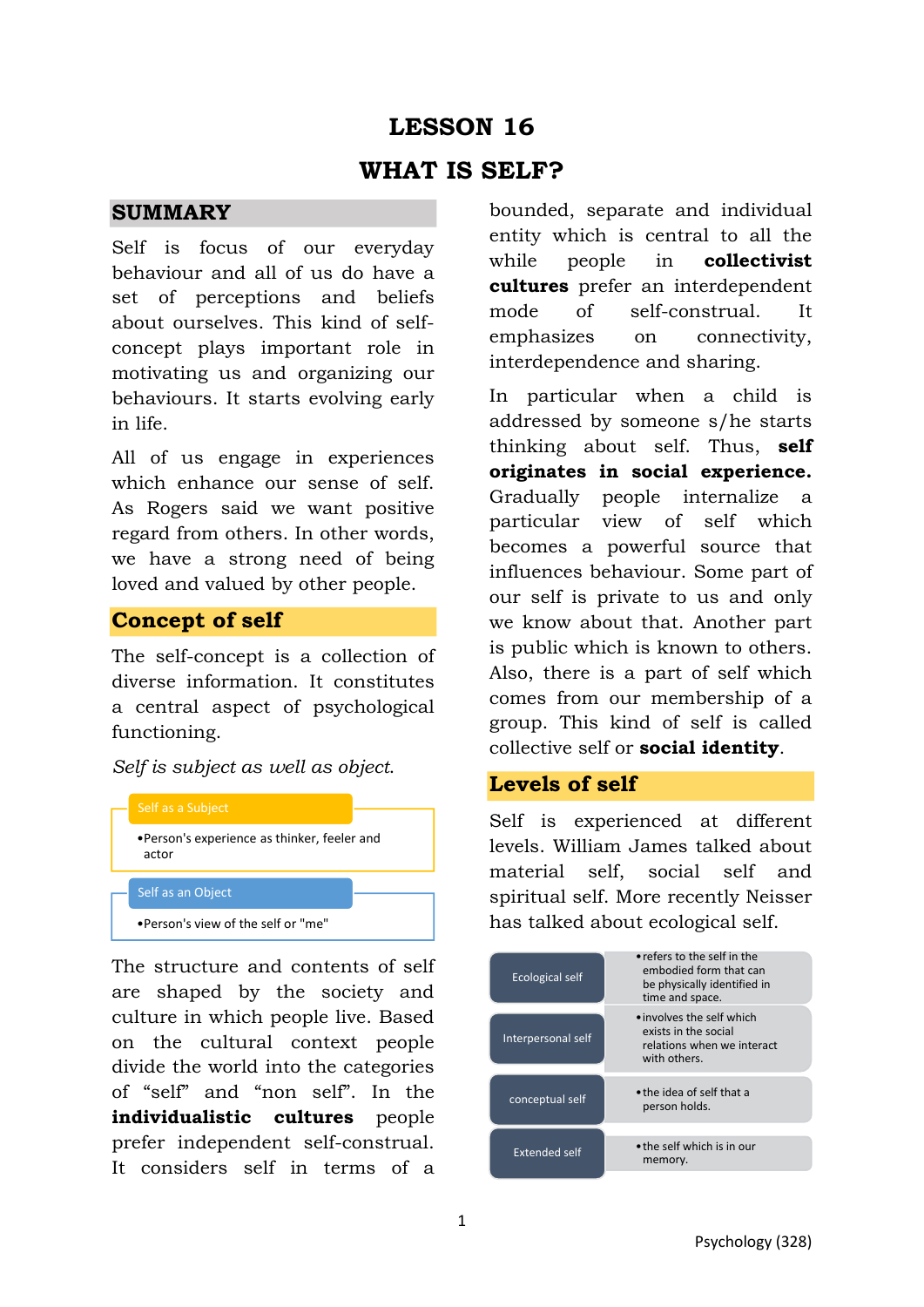# LESSON 16

# WHAT IS SELF?

## SUMMARY

Self is focus of our everyday behaviour and all of us do have a set of perceptions and beliefs about ourselves. This kind of self-concept plays important role in motivating us and organizing our behaviours. It starts evolving early in life.

All of us engage in experiences which enhance our sense of self. As Rogers said we want positive regard from others. In other words, we have a strong need of being loved and valued by other people.

## Concept of self

The self-concept is a collection of diverse information. It constitutes a central aspect of psychological functioning.

*Self is subject as well as object.*

**Self as a Subject**

- Person's experience as thinker, feeler and actor

**Self as an Object**

- Person's view of the self or "me"

The structure and contents of self are shaped by the society and culture in which people live. Based on the cultural context people divide the world into the categories of "self" and "non self". In the **individualistic cultures** people prefer independent self-construal. It considers self in terms of a bounded, separate and individual entity which is central to all the while people in **collectivist cultures** prefer an interdependent mode of self-construal. It emphasizes on connectivity, interdependence and sharing.

In particular when a child is addressed by someone s/he starts thinking about self. Thus, **self originates in social experience.** Gradually people internalize a particular view of self which becomes a powerful source that influences behaviour. Some part of our self is private to us and only we know about that. Another part is public which is known to others. Also, there is a part of self which comes from our membership of a group. This kind of self is called collective self or **social identity**.

## Levels of self

Self is experienced at different levels. William James talked about material self, social self and spiritual self. More recently Neisser has talked about ecological self.

| Level | Description |
|---|---|
| Ecological self | refers to the self in the embodied form that can be physically identified in time and space. |
| Interpersonal self | involves the self which exists in the social relations when we interact with others. |
| conceptual self | the idea of self that a person holds. |
| Extended self | the self which is in our memory. |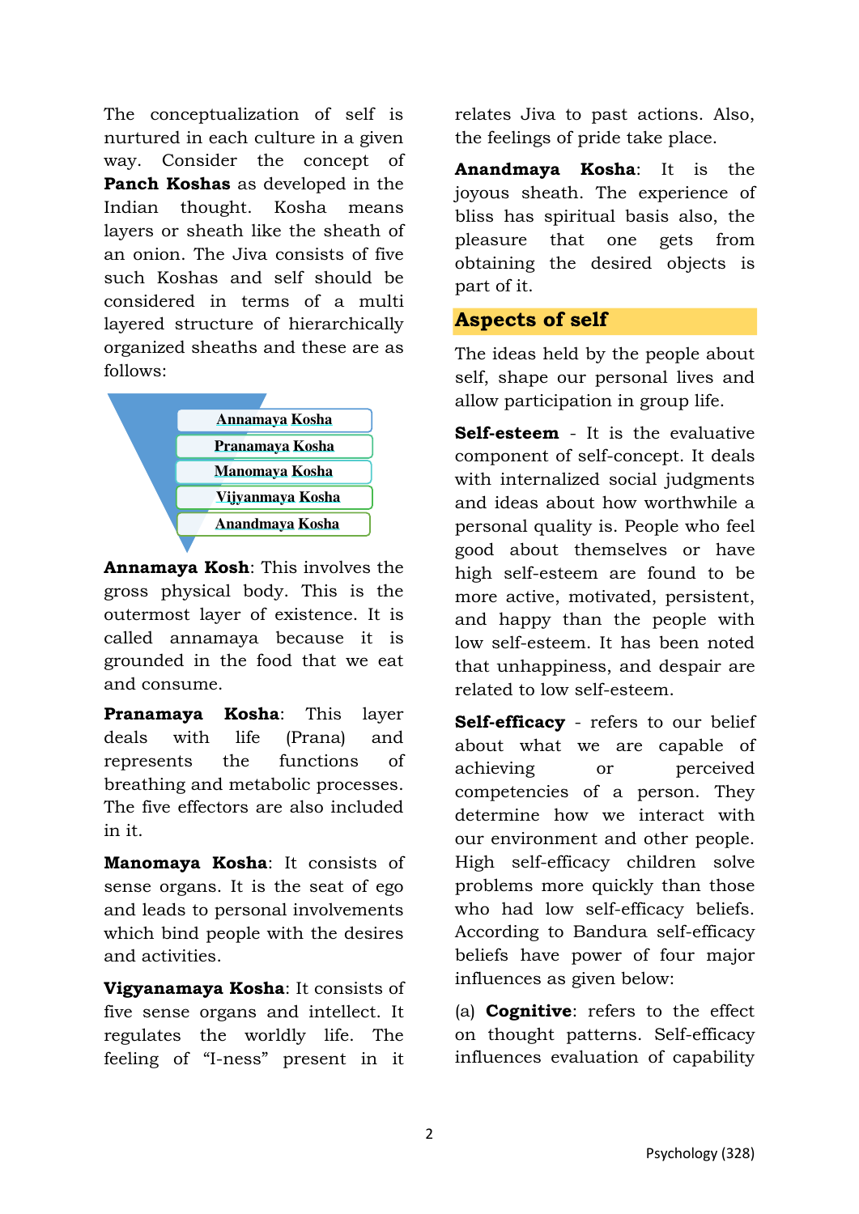The conceptualization of self is nurtured in each culture in a given way. Consider the concept of **Panch Koshas** as developed in the Indian thought. Kosha means layers or sheath like the sheath of an onion. The Jiva consists of five such Koshas and self should be considered in terms of a multi layered structure of hierarchically organized sheaths and these are as follows:

- Annamaya Kosha
- Pranamaya Kosha
- Manomaya Kosha
- Vijyanmaya Kosha
- Anandmaya Kosha

**Annamaya Kosh**: This involves the gross physical body. This is the outermost layer of existence. It is called annamaya because it is grounded in the food that we eat and consume.

**Pranamaya Kosha**: This layer deals with life (Prana) and represents the functions of breathing and metabolic processes. The five effectors are also included in it.

**Manomaya Kosha**: It consists of sense organs. It is the seat of ego and leads to personal involvements which bind people with the desires and activities.

**Vigyanamaya Kosha**: It consists of five sense organs and intellect. It regulates the worldly life. The feeling of "I-ness" present in it relates Jiva to past actions. Also, the feelings of pride take place.

**Anandmaya Kosha**: It is the joyous sheath. The experience of bliss has spiritual basis also, the pleasure that one gets from obtaining the desired objects is part of it.

## Aspects of self

The ideas held by the people about self, shape our personal lives and allow participation in group life.

**Self-esteem** - It is the evaluative component of self-concept. It deals with internalized social judgments and ideas about how worthwhile a personal quality is. People who feel good about themselves or have high self-esteem are found to be more active, motivated, persistent, and happy than the people with low self-esteem. It has been noted that unhappiness, and despair are related to low self-esteem.

**Self-efficacy** - refers to our belief about what we are capable of achieving or perceived competencies of a person. They determine how we interact with our environment and other people. High self-efficacy children solve problems more quickly than those who had low self-efficacy beliefs. According to Bandura self-efficacy beliefs have power of four major influences as given below:

(a) **Cognitive**: refers to the effect on thought patterns. Self-efficacy influences evaluation of capability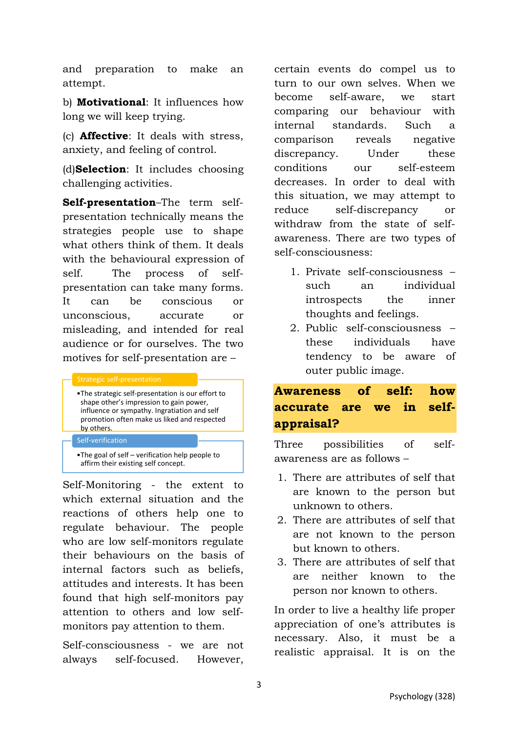and preparation to make an attempt.

b) **Motivational**: It influences how long we will keep trying.

(c) **Affective**: It deals with stress, anxiety, and feeling of control.

(d)**Selection**: It includes choosing challenging activities.

**Self-presentation**–The term self-presentation technically means the strategies people use to shape what others think of them. It deals with the behavioural expression of self. The process of self-presentation can take many forms. It can be conscious or unconscious, accurate or misleading, and intended for real audience or for ourselves. The two motives for self-presentation are –

**Strategic self-presentation**

- The strategic self-presentation is our effort to shape other's impression to gain power, influence or sympathy. Ingratiation and self promotion often make us liked and respected by others.

**Self-verification**

- The goal of self – verification help people to affirm their existing self concept.

Self-Monitoring - the extent to which external situation and the reactions of others help one to regulate behaviour. The people who are low self-monitors regulate their behaviours on the basis of internal factors such as beliefs, attitudes and interests. It has been found that high self-monitors pay attention to others and low self-monitors pay attention to them.

Self-consciousness - we are not always self-focused. However, certain events do compel us to turn to our own selves. When we become self-aware, we start comparing our behaviour with internal standards. Such a comparison reveals negative discrepancy. Under these conditions our self-esteem decreases. In order to deal with this situation, we may attempt to reduce self-discrepancy or withdraw from the state of self-awareness. There are two types of self-consciousness:

1. Private self-consciousness – such an individual introspects the inner thoughts and feelings.
2. Public self-consciousness – these individuals have tendency to be aware of outer public image.

## Awareness of self: how accurate are we in self-appraisal?

Three possibilities of self-awareness are as follows –

1. There are attributes of self that are known to the person but unknown to others.
2. There are attributes of self that are not known to the person but known to others.
3. There are attributes of self that are neither known to the person nor known to others.

In order to live a healthy life proper appreciation of one's attributes is necessary. Also, it must be a realistic appraisal. It is on the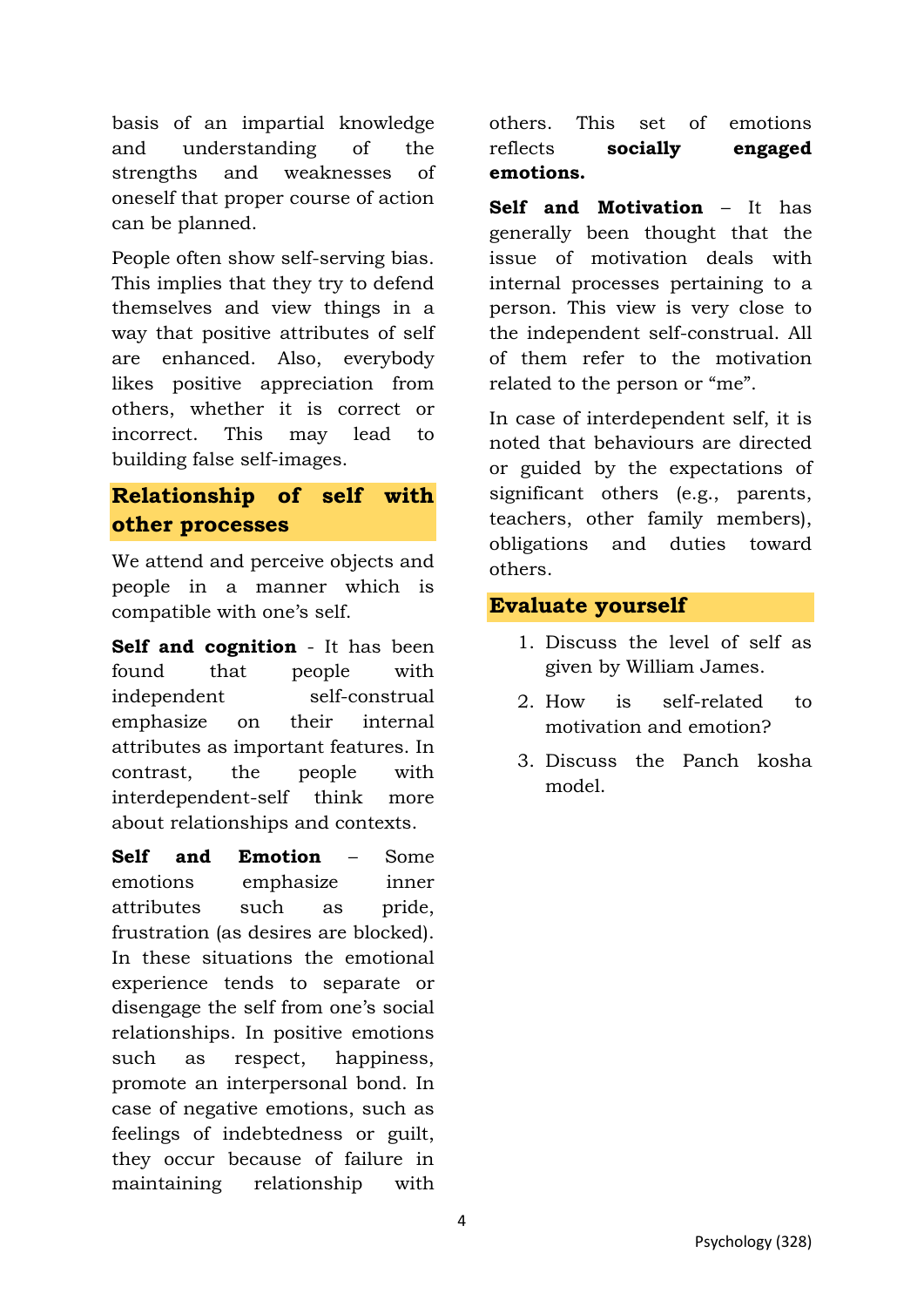basis of an impartial knowledge and understanding of the strengths and weaknesses of oneself that proper course of action can be planned.

People often show self-serving bias. This implies that they try to defend themselves and view things in a way that positive attributes of self are enhanced. Also, everybody likes positive appreciation from others, whether it is correct or incorrect. This may lead to building false self-images.

## Relationship of self with other processes

We attend and perceive objects and people in a manner which is compatible with one's self.

**Self and cognition** - It has been found that people with independent self-construal emphasize on their internal attributes as important features. In contrast, the people with interdependent-self think more about relationships and contexts.

**Self and Emotion** – Some emotions emphasize inner attributes such as pride, frustration (as desires are blocked). In these situations the emotional experience tends to separate or disengage the self from one's social relationships. In positive emotions such as respect, happiness, promote an interpersonal bond. In case of negative emotions, such as feelings of indebtedness or guilt, they occur because of failure in maintaining relationship with others. This set of emotions reflects **socially engaged emotions.**

**Self and Motivation** – It has generally been thought that the issue of motivation deals with internal processes pertaining to a person. This view is very close to the independent self-construal. All of them refer to the motivation related to the person or "me".

In case of interdependent self, it is noted that behaviours are directed or guided by the expectations of significant others (e.g., parents, teachers, other family members), obligations and duties toward others.

## Evaluate yourself

1. Discuss the level of self as given by William James.
2. How is self-related to motivation and emotion?
3. Discuss the Panch kosha model.